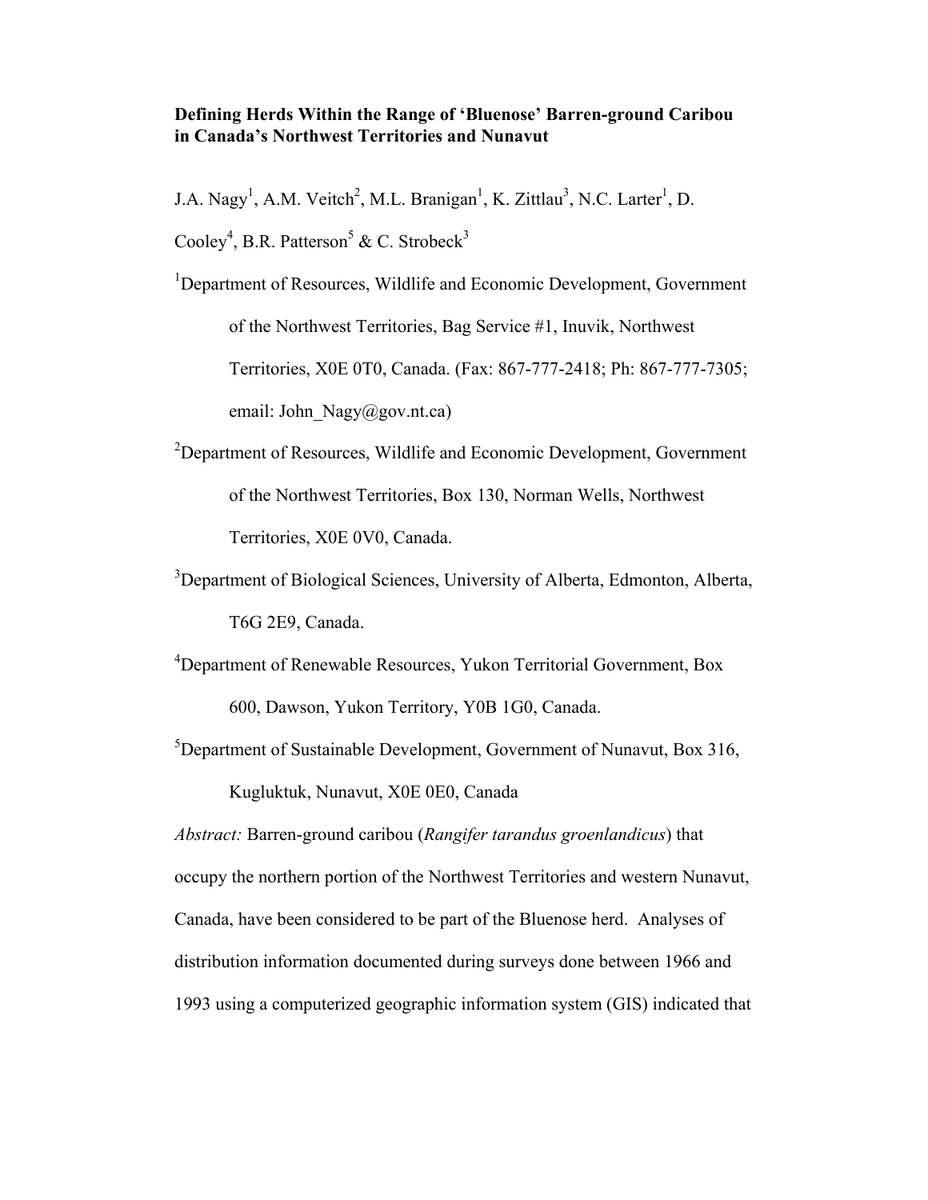# Defining Herds Within the Range of 'Bluenose' Barren-ground Caribou in Canada's Northwest Territories and Nunavut

J.A. Nagy[1], A.M. Veitch[2], M.L. Branigan[1], K. Zittlau[3], N.C. Larter[1], D. Cooley[4], B.R. Patterson[5] & C. Strobeck[3]

[1]Department of Resources, Wildlife and Economic Development, Government of the Northwest Territories, Bag Service #1, Inuvik, Northwest Territories, X0E 0T0, Canada. (Fax: 867-777-2418; Ph: 867-777-7305; email: John_Nagy@gov.nt.ca)

[2]Department of Resources, Wildlife and Economic Development, Government of the Northwest Territories, Box 130, Norman Wells, Northwest Territories, X0E 0V0, Canada.

[3]Department of Biological Sciences, University of Alberta, Edmonton, Alberta, T6G 2E9, Canada.

[4]Department of Renewable Resources, Yukon Territorial Government, Box 600, Dawson, Yukon Territory, Y0B 1G0, Canada.

[5]Department of Sustainable Development, Government of Nunavut, Box 316, Kugluktuk, Nunavut, X0E 0E0, Canada

*Abstract:* Barren-ground caribou (*Rangifer tarandus groenlandicus*) that occupy the northern portion of the Northwest Territories and western Nunavut, Canada, have been considered to be part of the Bluenose herd. Analyses of distribution information documented during surveys done between 1966 and 1993 using a computerized geographic information system (GIS) indicated that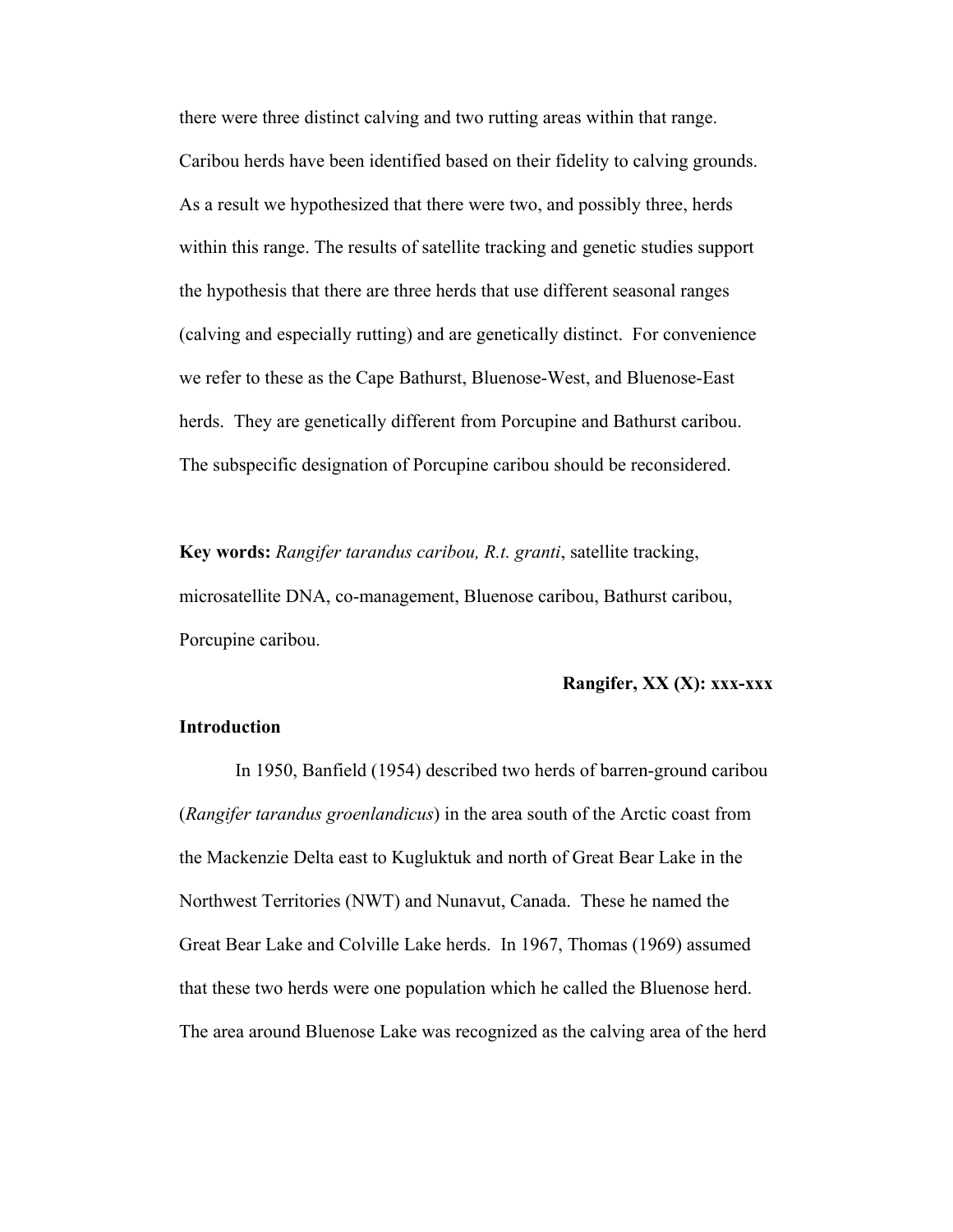there were three distinct calving and two rutting areas within that range. Caribou herds have been identified based on their fidelity to calving grounds. As a result we hypothesized that there were two, and possibly three, herds within this range. The results of satellite tracking and genetic studies support the hypothesis that there are three herds that use different seasonal ranges (calving and especially rutting) and are genetically distinct. For convenience we refer to these as the Cape Bathurst, Bluenose-West, and Bluenose-East herds. They are genetically different from Porcupine and Bathurst caribou. The subspecific designation of Porcupine caribou should be reconsidered.

**Key words:** *Rangifer tarandus caribou, R.t. granti*, satellite tracking, microsatellite DNA, co-management, Bluenose caribou, Bathurst caribou, Porcupine caribou.

## Introduction

In 1950, Banfield (1954) described two herds of barren-ground caribou (*Rangifer tarandus groenlandicus*) in the area south of the Arctic coast from the Mackenzie Delta east to Kugluktuk and north of Great Bear Lake in the Northwest Territories (NWT) and Nunavut, Canada. These he named the Great Bear Lake and Colville Lake herds. In 1967, Thomas (1969) assumed that these two herds were one population which he called the Bluenose herd. The area around Bluenose Lake was recognized as the calving area of the herd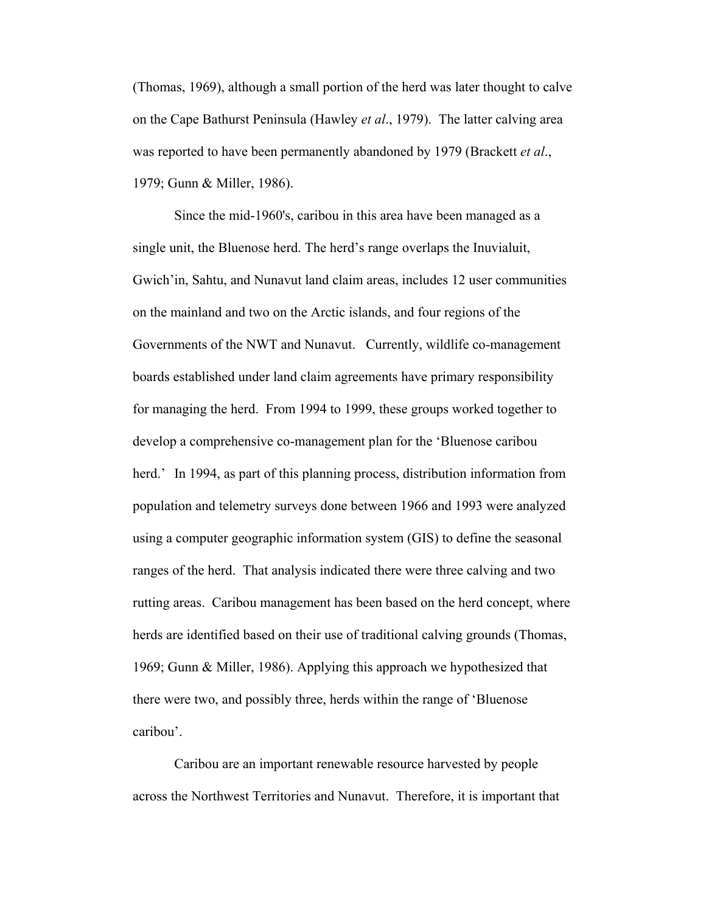(Thomas, 1969), although a small portion of the herd was later thought to calve on the Cape Bathurst Peninsula (Hawley *et al*., 1979). The latter calving area was reported to have been permanently abandoned by 1979 (Brackett *et al*., 1979; Gunn & Miller, 1986).

Since the mid-1960's, caribou in this area have been managed as a single unit, the Bluenose herd. The herd's range overlaps the Inuvialuit, Gwich'in, Sahtu, and Nunavut land claim areas, includes 12 user communities on the mainland and two on the Arctic islands, and four regions of the Governments of the NWT and Nunavut. Currently, wildlife co-management boards established under land claim agreements have primary responsibility for managing the herd. From 1994 to 1999, these groups worked together to develop a comprehensive co-management plan for the 'Bluenose caribou herd.' In 1994, as part of this planning process, distribution information from population and telemetry surveys done between 1966 and 1993 were analyzed using a computer geographic information system (GIS) to define the seasonal ranges of the herd. That analysis indicated there were three calving and two rutting areas. Caribou management has been based on the herd concept, where herds are identified based on their use of traditional calving grounds (Thomas, 1969; Gunn & Miller, 1986). Applying this approach we hypothesized that there were two, and possibly three, herds within the range of 'Bluenose caribou'.

Caribou are an important renewable resource harvested by people across the Northwest Territories and Nunavut. Therefore, it is important that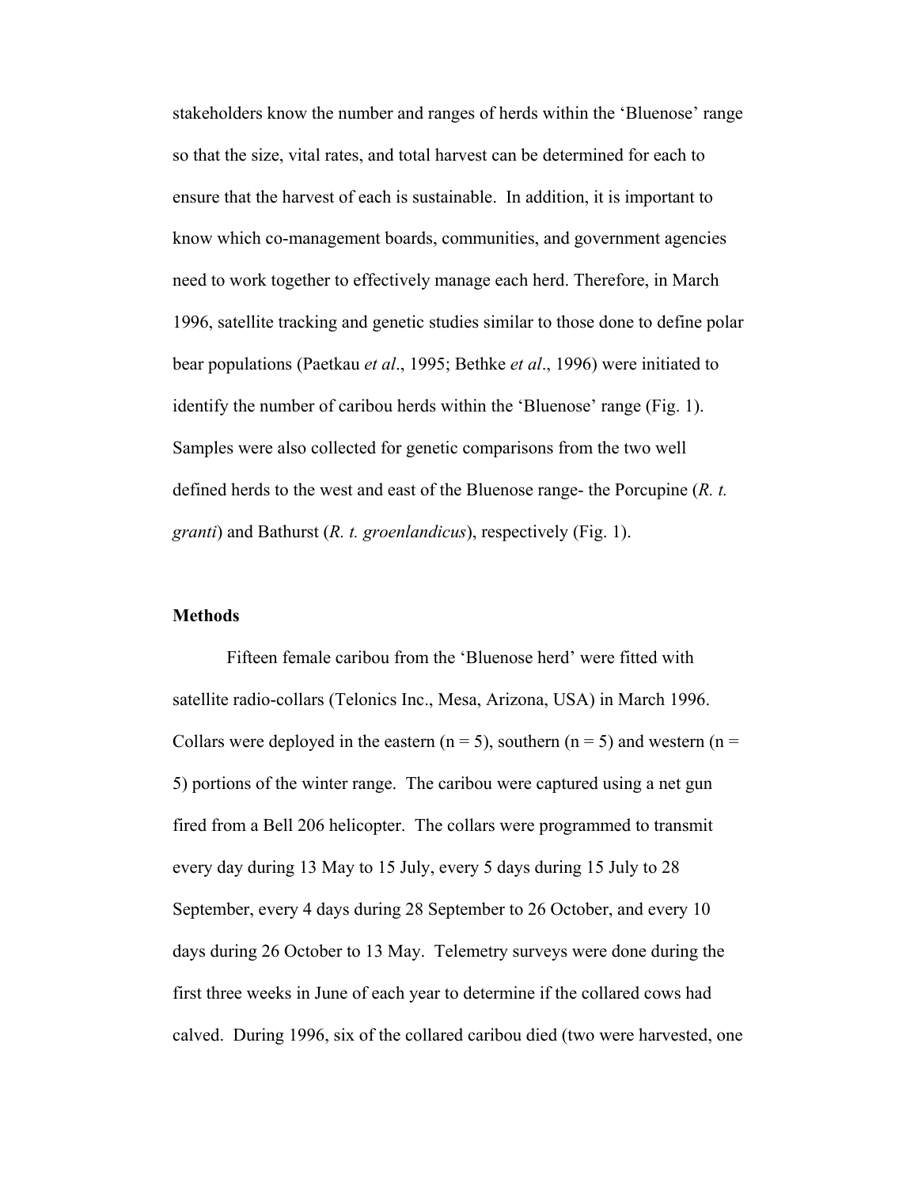stakeholders know the number and ranges of herds within the 'Bluenose' range so that the size, vital rates, and total harvest can be determined for each to ensure that the harvest of each is sustainable. In addition, it is important to know which co-management boards, communities, and government agencies need to work together to effectively manage each herd. Therefore, in March 1996, satellite tracking and genetic studies similar to those done to define polar bear populations (Paetkau *et al*., 1995; Bethke *et al*., 1996) were initiated to identify the number of caribou herds within the 'Bluenose' range (Fig. 1). Samples were also collected for genetic comparisons from the two well defined herds to the west and east of the Bluenose range- the Porcupine (*R. t. granti*) and Bathurst (*R. t. groenlandicus*), respectively (Fig. 1).

## Methods

Fifteen female caribou from the 'Bluenose herd' were fitted with satellite radio-collars (Telonics Inc., Mesa, Arizona, USA) in March 1996. Collars were deployed in the eastern (n = 5), southern (n = 5) and western (n = 5) portions of the winter range. The caribou were captured using a net gun fired from a Bell 206 helicopter. The collars were programmed to transmit every day during 13 May to 15 July, every 5 days during 15 July to 28 September, every 4 days during 28 September to 26 October, and every 10 days during 26 October to 13 May. Telemetry surveys were done during the first three weeks in June of each year to determine if the collared cows had calved. During 1996, six of the collared caribou died (two were harvested, one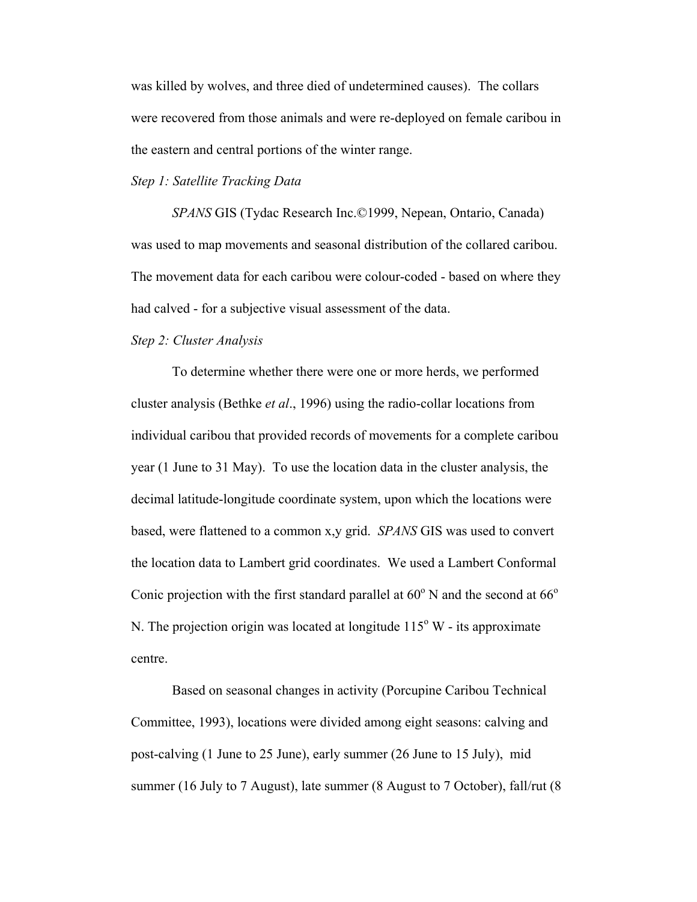was killed by wolves, and three died of undetermined causes). The collars were recovered from those animals and were re-deployed on female caribou in the eastern and central portions of the winter range.

*Step 1: Satellite Tracking Data*

*SPANS* GIS (Tydac Research Inc.©1999, Nepean, Ontario, Canada) was used to map movements and seasonal distribution of the collared caribou. The movement data for each caribou were colour-coded - based on where they had calved - for a subjective visual assessment of the data.

*Step 2: Cluster Analysis*

To determine whether there were one or more herds, we performed cluster analysis (Bethke *et al*., 1996) using the radio-collar locations from individual caribou that provided records of movements for a complete caribou year (1 June to 31 May). To use the location data in the cluster analysis, the decimal latitude-longitude coordinate system, upon which the locations were based, were flattened to a common x,y grid. *SPANS* GIS was used to convert the location data to Lambert grid coordinates. We used a Lambert Conformal Conic projection with the first standard parallel at 60° N and the second at 66° N. The projection origin was located at longitude 115° W - its approximate centre.

Based on seasonal changes in activity (Porcupine Caribou Technical Committee, 1993), locations were divided among eight seasons: calving and post-calving (1 June to 25 June), early summer (26 June to 15 July), mid summer (16 July to 7 August), late summer (8 August to 7 October), fall/rut (8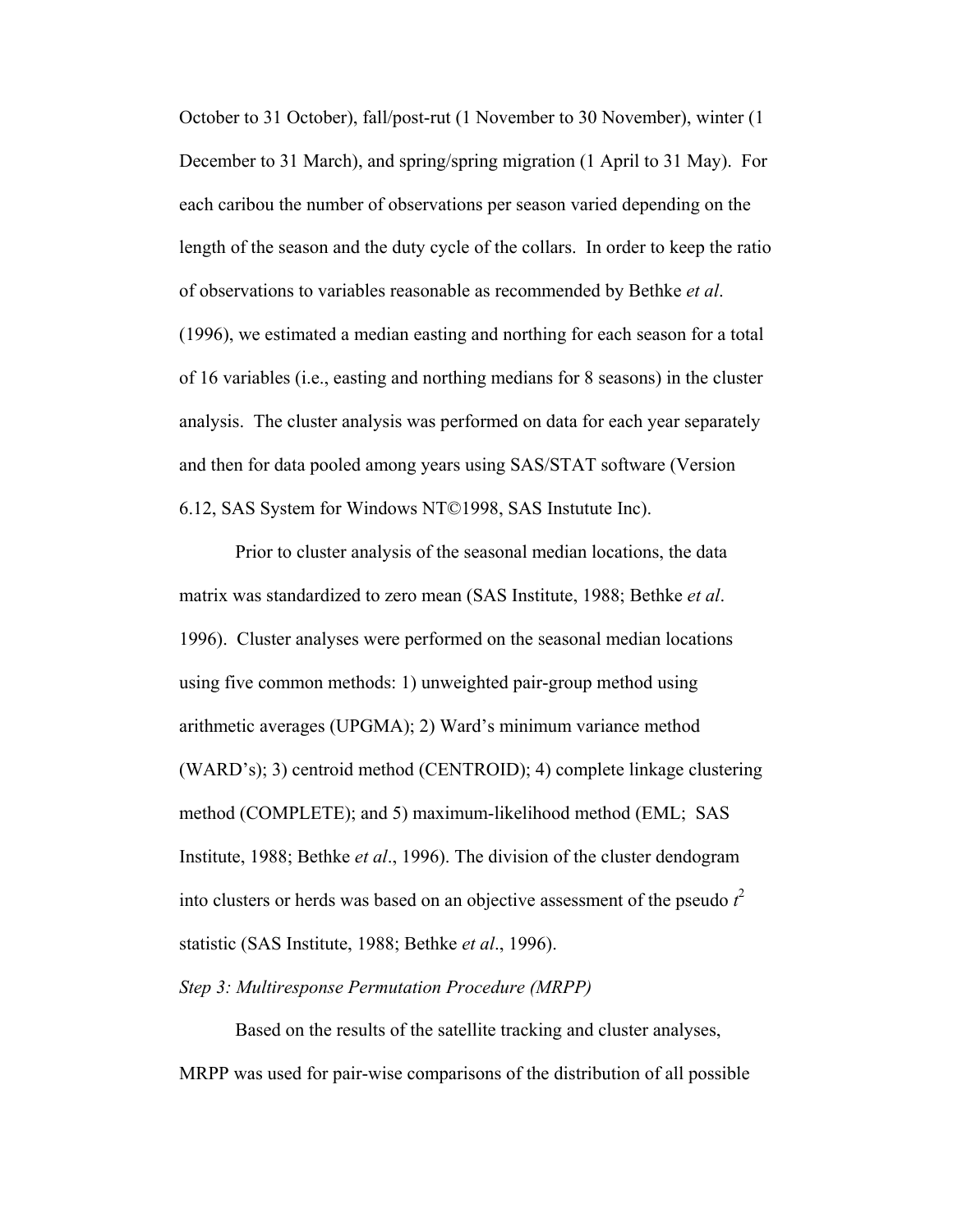October to 31 October), fall/post-rut (1 November to 30 November), winter (1 December to 31 March), and spring/spring migration (1 April to 31 May). For each caribou the number of observations per season varied depending on the length of the season and the duty cycle of the collars. In order to keep the ratio of observations to variables reasonable as recommended by Bethke *et al*. (1996), we estimated a median easting and northing for each season for a total of 16 variables (i.e., easting and northing medians for 8 seasons) in the cluster analysis. The cluster analysis was performed on data for each year separately and then for data pooled among years using SAS/STAT software (Version 6.12, SAS System for Windows NT©1998, SAS Instutute Inc).

Prior to cluster analysis of the seasonal median locations, the data matrix was standardized to zero mean (SAS Institute, 1988; Bethke *et al*. 1996). Cluster analyses were performed on the seasonal median locations using five common methods: 1) unweighted pair-group method using arithmetic averages (UPGMA); 2) Ward's minimum variance method (WARD's); 3) centroid method (CENTROID); 4) complete linkage clustering method (COMPLETE); and 5) maximum-likelihood method (EML; SAS Institute, 1988; Bethke *et al*., 1996). The division of the cluster dendogram into clusters or herds was based on an objective assessment of the pseudo $t^2$ statistic (SAS Institute, 1988; Bethke *et al*., 1996).

*Step 3: Multiresponse Permutation Procedure (MRPP)*

Based on the results of the satellite tracking and cluster analyses, MRPP was used for pair-wise comparisons of the distribution of all possible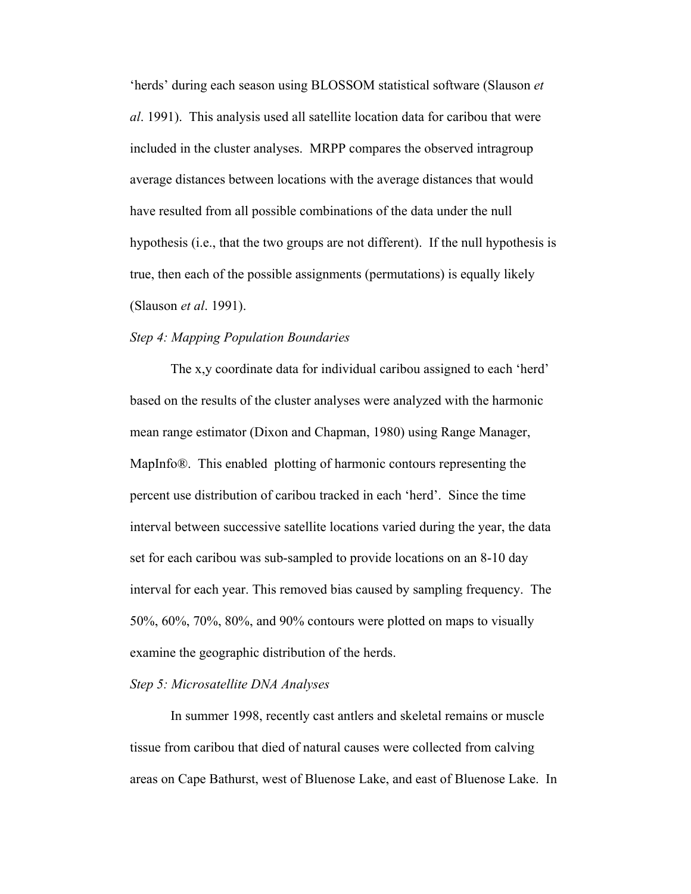'herds' during each season using BLOSSOM statistical software (Slauson *et al*. 1991). This analysis used all satellite location data for caribou that were included in the cluster analyses. MRPP compares the observed intragroup average distances between locations with the average distances that would have resulted from all possible combinations of the data under the null hypothesis (i.e., that the two groups are not different). If the null hypothesis is true, then each of the possible assignments (permutations) is equally likely (Slauson *et al*. 1991).

*Step 4: Mapping Population Boundaries*

The x,y coordinate data for individual caribou assigned to each 'herd' based on the results of the cluster analyses were analyzed with the harmonic mean range estimator (Dixon and Chapman, 1980) using Range Manager, MapInfo®. This enabled plotting of harmonic contours representing the percent use distribution of caribou tracked in each 'herd'. Since the time interval between successive satellite locations varied during the year, the data set for each caribou was sub-sampled to provide locations on an 8-10 day interval for each year. This removed bias caused by sampling frequency. The 50%, 60%, 70%, 80%, and 90% contours were plotted on maps to visually examine the geographic distribution of the herds.

*Step 5: Microsatellite DNA Analyses*

In summer 1998, recently cast antlers and skeletal remains or muscle tissue from caribou that died of natural causes were collected from calving areas on Cape Bathurst, west of Bluenose Lake, and east of Bluenose Lake. In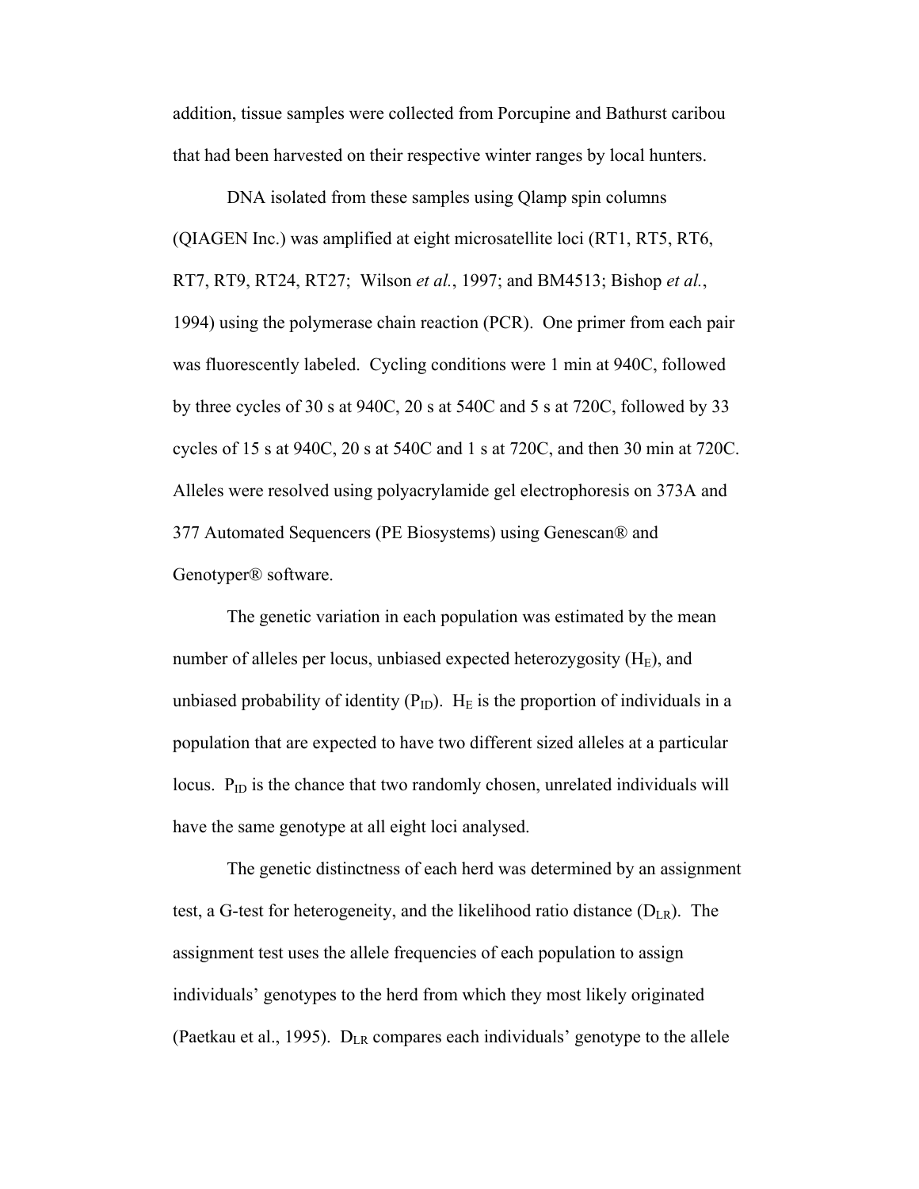addition, tissue samples were collected from Porcupine and Bathurst caribou that had been harvested on their respective winter ranges by local hunters.

DNA isolated from these samples using Qlamp spin columns (QIAGEN Inc.) was amplified at eight microsatellite loci (RT1, RT5, RT6, RT7, RT9, RT24, RT27; Wilson *et al.*, 1997; and BM4513; Bishop *et al.*, 1994) using the polymerase chain reaction (PCR). One primer from each pair was fluorescently labeled. Cycling conditions were 1 min at 940C, followed by three cycles of 30 s at 940C, 20 s at 540C and 5 s at 720C, followed by 33 cycles of 15 s at 940C, 20 s at 540C and 1 s at 720C, and then 30 min at 720C. Alleles were resolved using polyacrylamide gel electrophoresis on 373A and 377 Automated Sequencers (PE Biosystems) using Genescan® and Genotyper® software.

The genetic variation in each population was estimated by the mean number of alleles per locus, unbiased expected heterozygosity ($H_E$), and unbiased probability of identity ($P_{ID}$). $H_E$ is the proportion of individuals in a population that are expected to have two different sized alleles at a particular locus. $P_{ID}$ is the chance that two randomly chosen, unrelated individuals will have the same genotype at all eight loci analysed.

The genetic distinctness of each herd was determined by an assignment test, a G-test for heterogeneity, and the likelihood ratio distance ($D_{LR}$). The assignment test uses the allele frequencies of each population to assign individuals' genotypes to the herd from which they most likely originated (Paetkau et al., 1995). $D_{LR}$ compares each individuals' genotype to the allele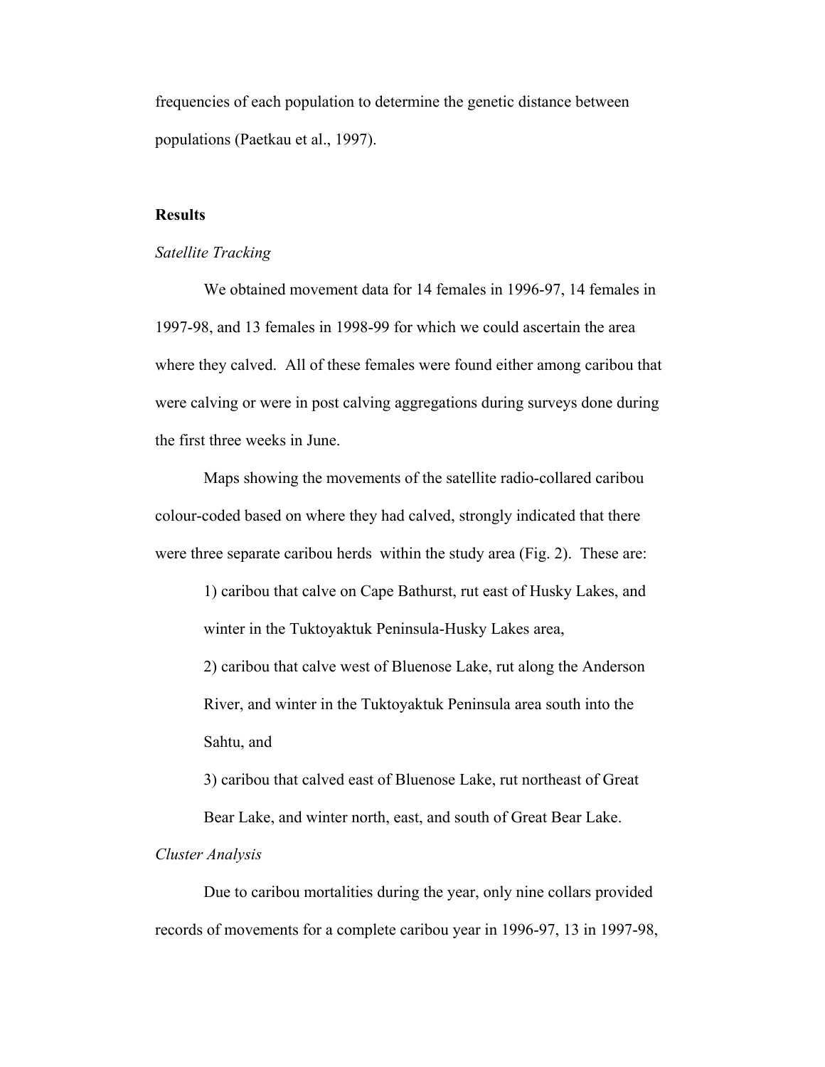frequencies of each population to determine the genetic distance between populations (Paetkau et al., 1997).

## Results

### *Satellite Tracking*

We obtained movement data for 14 females in 1996-97, 14 females in 1997-98, and 13 females in 1998-99 for which we could ascertain the area where they calved. All of these females were found either among caribou that were calving or were in post calving aggregations during surveys done during the first three weeks in June.

Maps showing the movements of the satellite radio-collared caribou colour-coded based on where they had calved, strongly indicated that there were three separate caribou herds within the study area (Fig. 2). These are:

1) caribou that calve on Cape Bathurst, rut east of Husky Lakes, and winter in the Tuktoyaktuk Peninsula-Husky Lakes area,

2) caribou that calve west of Bluenose Lake, rut along the Anderson River, and winter in the Tuktoyaktuk Peninsula area south into the Sahtu, and

3) caribou that calved east of Bluenose Lake, rut northeast of Great Bear Lake, and winter north, east, and south of Great Bear Lake.

### *Cluster Analysis*

Due to caribou mortalities during the year, only nine collars provided records of movements for a complete caribou year in 1996-97, 13 in 1997-98,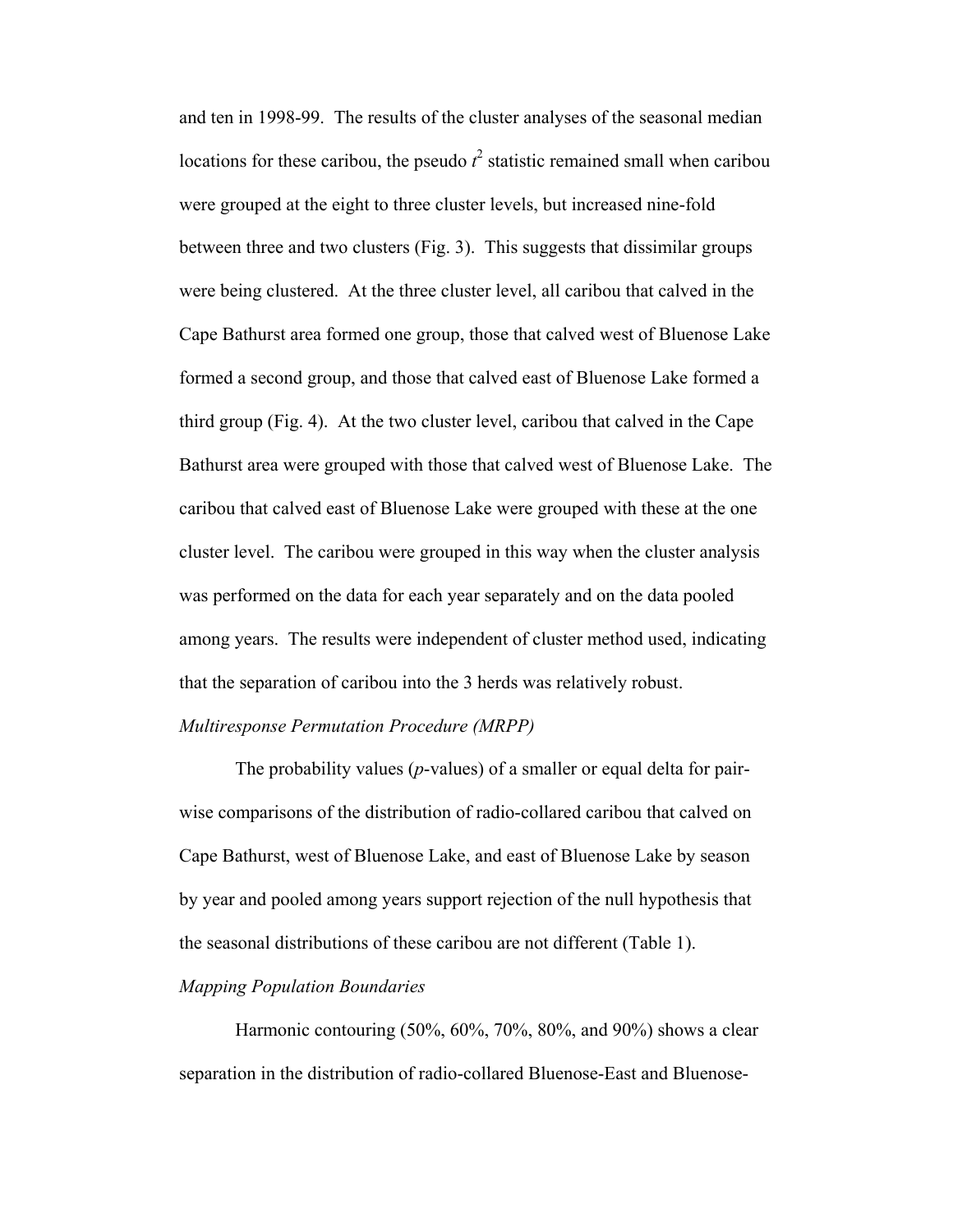and ten in 1998-99. The results of the cluster analyses of the seasonal median locations for these caribou, the pseudo $t^2$ statistic remained small when caribou were grouped at the eight to three cluster levels, but increased nine-fold between three and two clusters (Fig. 3). This suggests that dissimilar groups were being clustered. At the three cluster level, all caribou that calved in the Cape Bathurst area formed one group, those that calved west of Bluenose Lake formed a second group, and those that calved east of Bluenose Lake formed a third group (Fig. 4). At the two cluster level, caribou that calved in the Cape Bathurst area were grouped with those that calved west of Bluenose Lake. The caribou that calved east of Bluenose Lake were grouped with these at the one cluster level. The caribou were grouped in this way when the cluster analysis was performed on the data for each year separately and on the data pooled among years. The results were independent of cluster method used, indicating that the separation of caribou into the 3 herds was relatively robust.

*Multiresponse Permutation Procedure (MRPP)*

The probability values (*p*-values) of a smaller or equal delta for pair-wise comparisons of the distribution of radio-collared caribou that calved on Cape Bathurst, west of Bluenose Lake, and east of Bluenose Lake by season by year and pooled among years support rejection of the null hypothesis that the seasonal distributions of these caribou are not different (Table 1).

*Mapping Population Boundaries*

Harmonic contouring (50%, 60%, 70%, 80%, and 90%) shows a clear separation in the distribution of radio-collared Bluenose-East and Bluenose-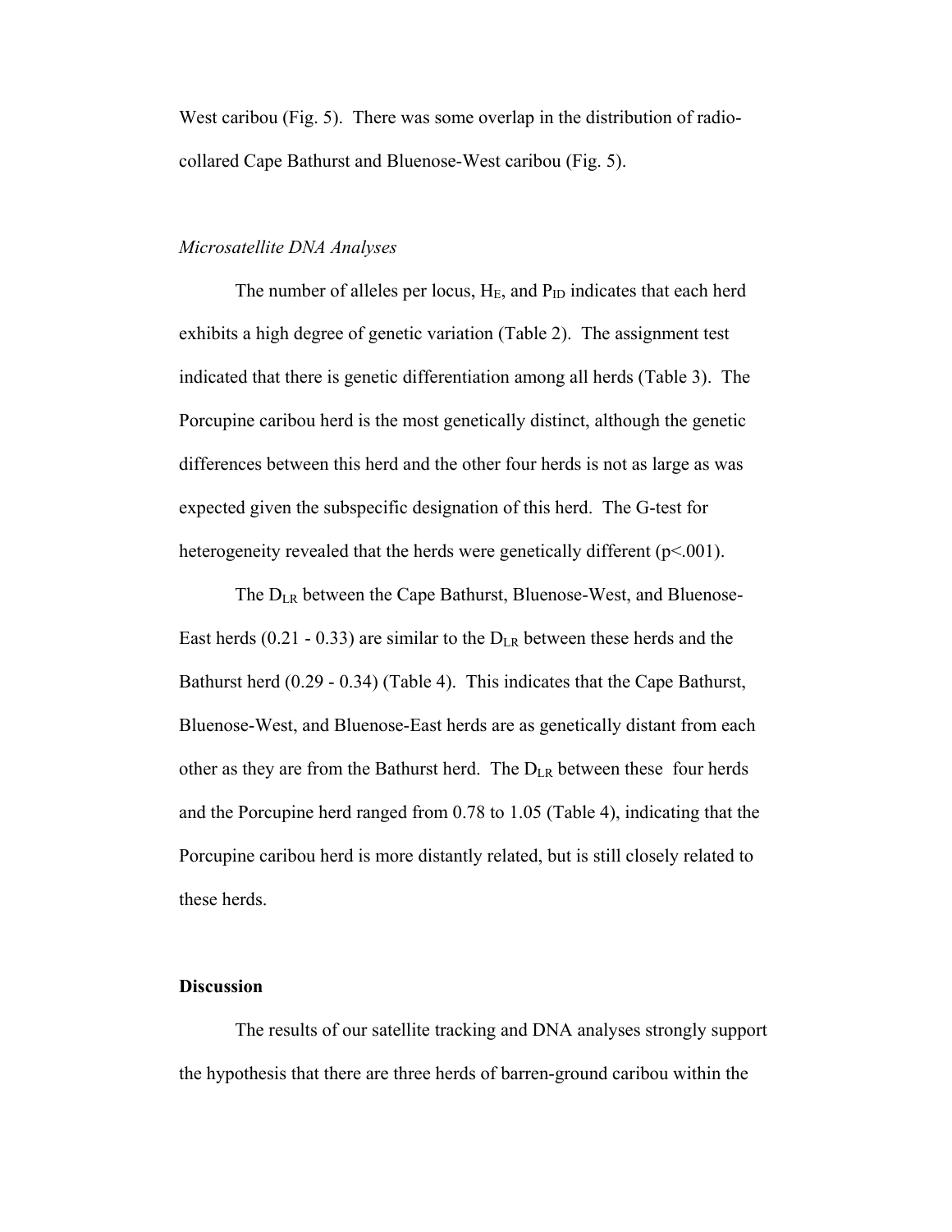West caribou (Fig. 5). There was some overlap in the distribution of radio-collared Cape Bathurst and Bluenose-West caribou (Fig. 5).

### *Microsatellite DNA Analyses*

The number of alleles per locus, $H_E$, and $P_{ID}$ indicates that each herd exhibits a high degree of genetic variation (Table 2). The assignment test indicated that there is genetic differentiation among all herds (Table 3). The Porcupine caribou herd is the most genetically distinct, although the genetic differences between this herd and the other four herds is not as large as was expected given the subspecific designation of this herd. The G-test for heterogeneity revealed that the herds were genetically different ($p<.001$).

The $D_{LR}$ between the Cape Bathurst, Bluenose-West, and Bluenose-East herds (0.21 - 0.33) are similar to the $D_{LR}$ between these herds and the Bathurst herd (0.29 - 0.34) (Table 4). This indicates that the Cape Bathurst, Bluenose-West, and Bluenose-East herds are as genetically distant from each other as they are from the Bathurst herd. The $D_{LR}$ between these four herds and the Porcupine herd ranged from 0.78 to 1.05 (Table 4), indicating that the Porcupine caribou herd is more distantly related, but is still closely related to these herds.

## **Discussion**

The results of our satellite tracking and DNA analyses strongly support the hypothesis that there are three herds of barren-ground caribou within the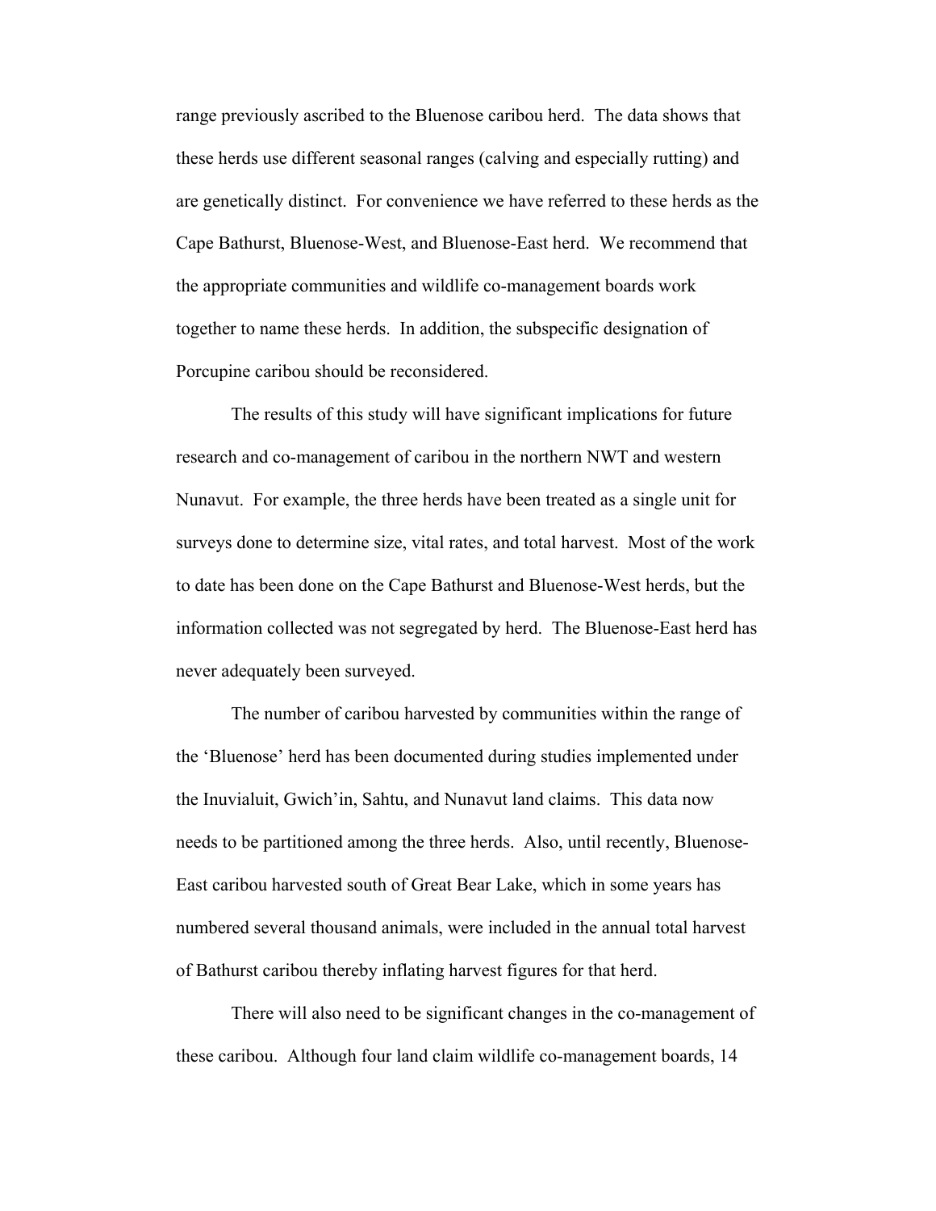range previously ascribed to the Bluenose caribou herd. The data shows that these herds use different seasonal ranges (calving and especially rutting) and are genetically distinct. For convenience we have referred to these herds as the Cape Bathurst, Bluenose-West, and Bluenose-East herd. We recommend that the appropriate communities and wildlife co-management boards work together to name these herds. In addition, the subspecific designation of Porcupine caribou should be reconsidered.

The results of this study will have significant implications for future research and co-management of caribou in the northern NWT and western Nunavut. For example, the three herds have been treated as a single unit for surveys done to determine size, vital rates, and total harvest. Most of the work to date has been done on the Cape Bathurst and Bluenose-West herds, but the information collected was not segregated by herd. The Bluenose-East herd has never adequately been surveyed.

The number of caribou harvested by communities within the range of the 'Bluenose' herd has been documented during studies implemented under the Inuvialuit, Gwich'in, Sahtu, and Nunavut land claims. This data now needs to be partitioned among the three herds. Also, until recently, Bluenose-East caribou harvested south of Great Bear Lake, which in some years has numbered several thousand animals, were included in the annual total harvest of Bathurst caribou thereby inflating harvest figures for that herd.

There will also need to be significant changes in the co-management of these caribou. Although four land claim wildlife co-management boards, 14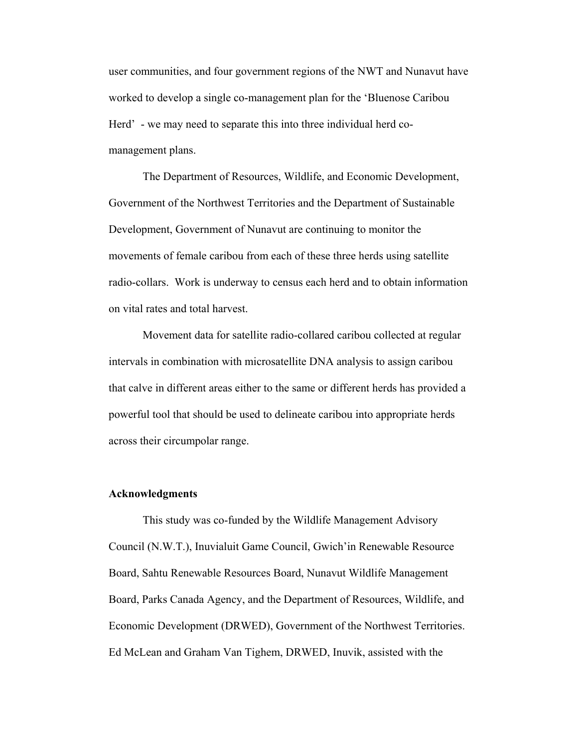user communities, and four government regions of the NWT and Nunavut have worked to develop a single co-management plan for the 'Bluenose Caribou Herd' - we may need to separate this into three individual herd co-management plans.

The Department of Resources, Wildlife, and Economic Development, Government of the Northwest Territories and the Department of Sustainable Development, Government of Nunavut are continuing to monitor the movements of female caribou from each of these three herds using satellite radio-collars. Work is underway to census each herd and to obtain information on vital rates and total harvest.

Movement data for satellite radio-collared caribou collected at regular intervals in combination with microsatellite DNA analysis to assign caribou that calve in different areas either to the same or different herds has provided a powerful tool that should be used to delineate caribou into appropriate herds across their circumpolar range.

## Acknowledgments

This study was co-funded by the Wildlife Management Advisory Council (N.W.T.), Inuvialuit Game Council, Gwich'in Renewable Resource Board, Sahtu Renewable Resources Board, Nunavut Wildlife Management Board, Parks Canada Agency, and the Department of Resources, Wildlife, and Economic Development (DRWED), Government of the Northwest Territories. Ed McLean and Graham Van Tighem, DRWED, Inuvik, assisted with the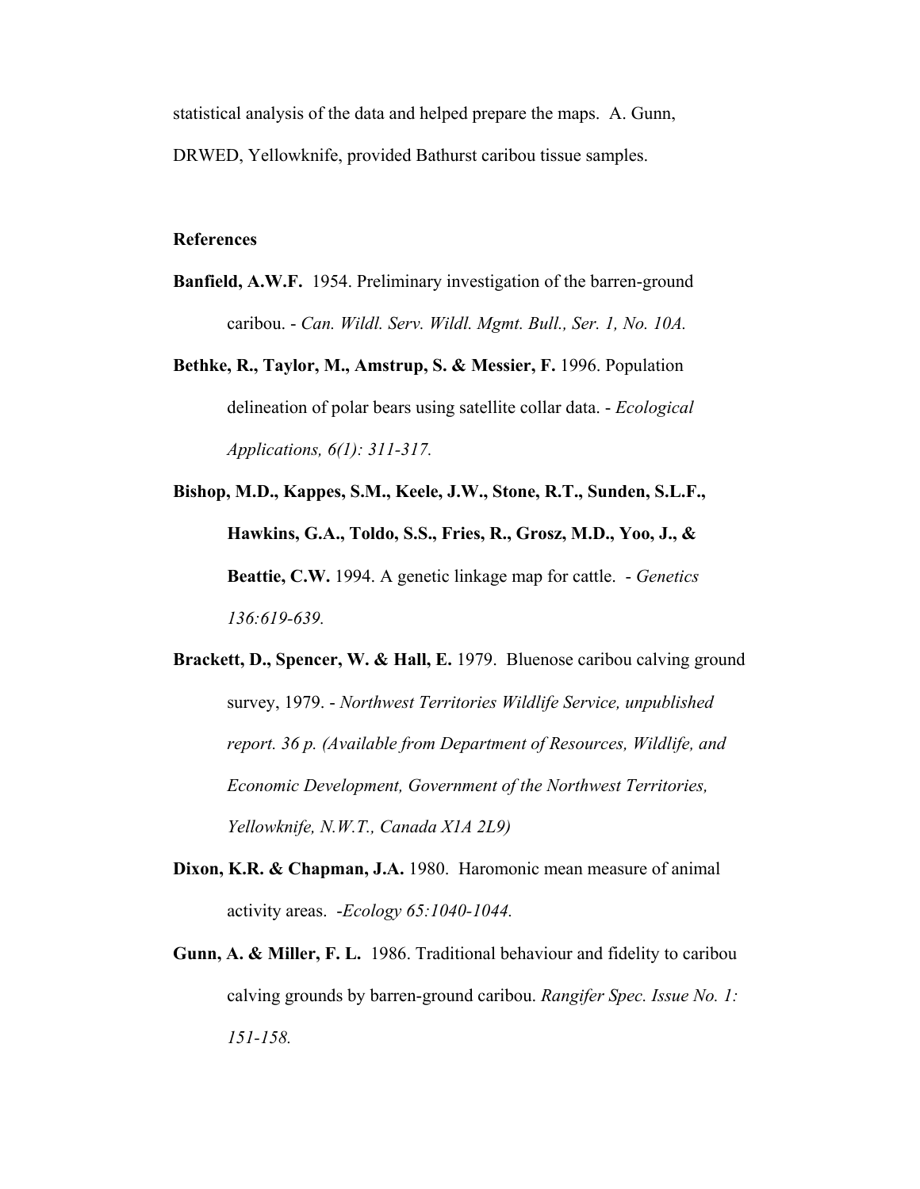statistical analysis of the data and helped prepare the maps. A. Gunn, DRWED, Yellowknife, provided Bathurst caribou tissue samples.

## References

**Banfield, A.W.F.** 1954. Preliminary investigation of the barren-ground caribou. - *Can. Wildl. Serv. Wildl. Mgmt. Bull., Ser. 1, No. 10A.*

**Bethke, R., Taylor, M., Amstrup, S. & Messier, F.** 1996. Population delineation of polar bears using satellite collar data. - *Ecological Applications, 6(1): 311-317.*

**Bishop, M.D., Kappes, S.M., Keele, J.W., Stone, R.T., Sunden, S.L.F., Hawkins, G.A., Toldo, S.S., Fries, R., Grosz, M.D., Yoo, J., & Beattie, C.W.** 1994. A genetic linkage map for cattle. - *Genetics 136:619-639.*

**Brackett, D., Spencer, W. & Hall, E.** 1979. Bluenose caribou calving ground survey, 1979. - *Northwest Territories Wildlife Service, unpublished report. 36 p. (Available from Department of Resources, Wildlife, and Economic Development, Government of the Northwest Territories, Yellowknife, N.W.T., Canada X1A 2L9)*

**Dixon, K.R. & Chapman, J.A.** 1980. Haromonic mean measure of animal activity areas. -*Ecology 65:1040-1044.*

**Gunn, A. & Miller, F. L.** 1986. Traditional behaviour and fidelity to caribou calving grounds by barren-ground caribou. *Rangifer Spec. Issue No. 1: 151-158.*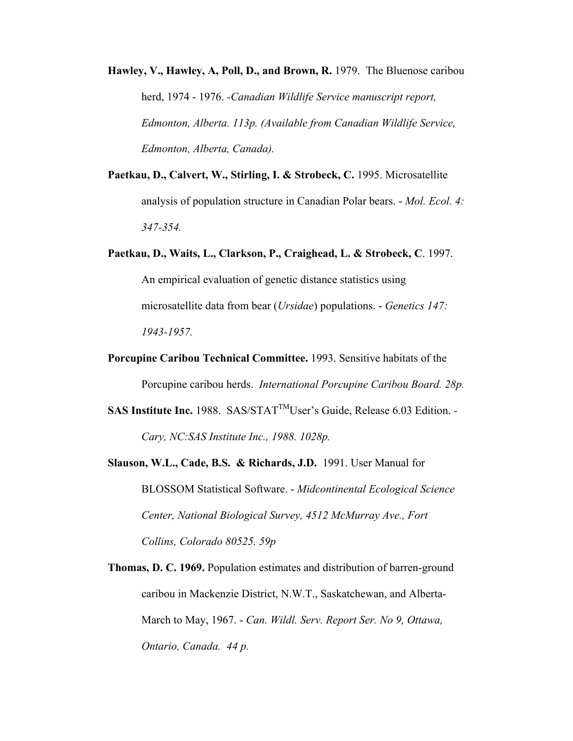**Hawley, V., Hawley, A, Poll, D., and Brown, R.** 1979. The Bluenose caribou herd, 1974 - 1976. -*Canadian Wildlife Service manuscript report, Edmonton, Alberta. 113p. (Available from Canadian Wildlife Service, Edmonton, Alberta, Canada).*

**Paetkau, D., Calvert, W., Stirling, I. & Strobeck, C.** 1995. Microsatellite analysis of population structure in Canadian Polar bears. - *Mol. Ecol. 4: 347-354.*

**Paetkau, D., Waits, L., Clarkson, P., Craighead, L. & Strobeck, C**. 1997. An empirical evaluation of genetic distance statistics using microsatellite data from bear (*Ursidae*) populations. - *Genetics 147: 1943-1957.*

**Porcupine Caribou Technical Committee.** 1993. Sensitive habitats of the Porcupine caribou herds. *International Porcupine Caribou Board. 28p.*

**SAS Institute Inc.** 1988. SAS/STAT™User's Guide, Release 6.03 Edition. - *Cary, NC:SAS Institute Inc., 1988. 1028p.*

**Slauson, W.L., Cade, B.S. & Richards, J.D.** 1991. User Manual for BLOSSOM Statistical Software. - *Midcontinental Ecological Science Center, National Biological Survey, 4512 McMurray Ave., Fort Collins, Colorado 80525. 59p*

**Thomas, D. C. 1969.** Population estimates and distribution of barren-ground caribou in Mackenzie District, N.W.T., Saskatchewan, and Alberta-March to May, 1967. - *Can. Wildl. Serv. Report Ser. No 9, Ottawa, Ontario, Canada. 44 p.*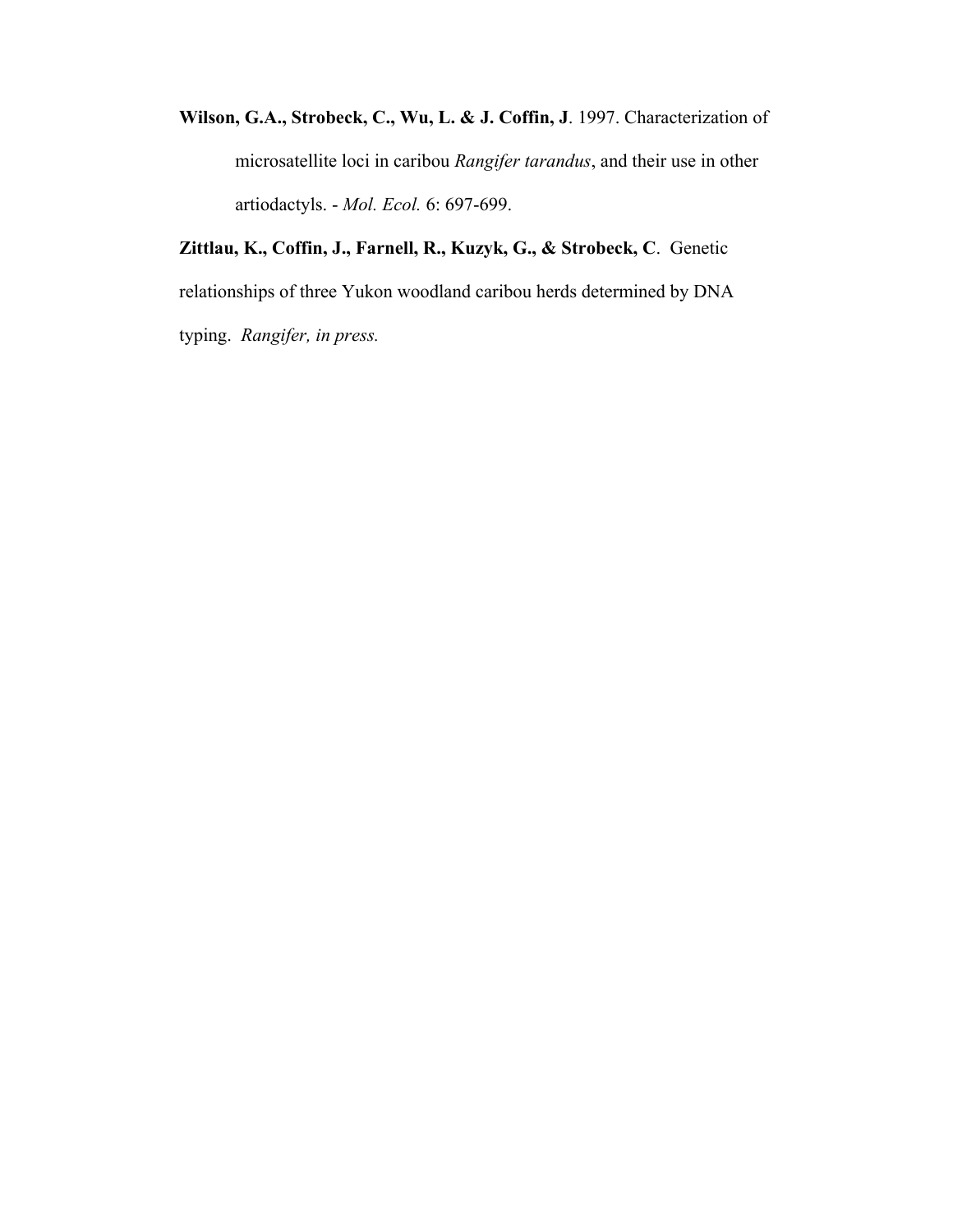**Wilson, G.A., Strobeck, C., Wu, L. & J. Coffin, J**. 1997. Characterization of microsatellite loci in caribou *Rangifer tarandus*, and their use in other artiodactyls. - *Mol. Ecol.* 6: 697-699.

**Zittlau, K., Coffin, J., Farnell, R., Kuzyk, G., & Strobeck, C**. Genetic relationships of three Yukon woodland caribou herds determined by DNA typing. *Rangifer, in press.*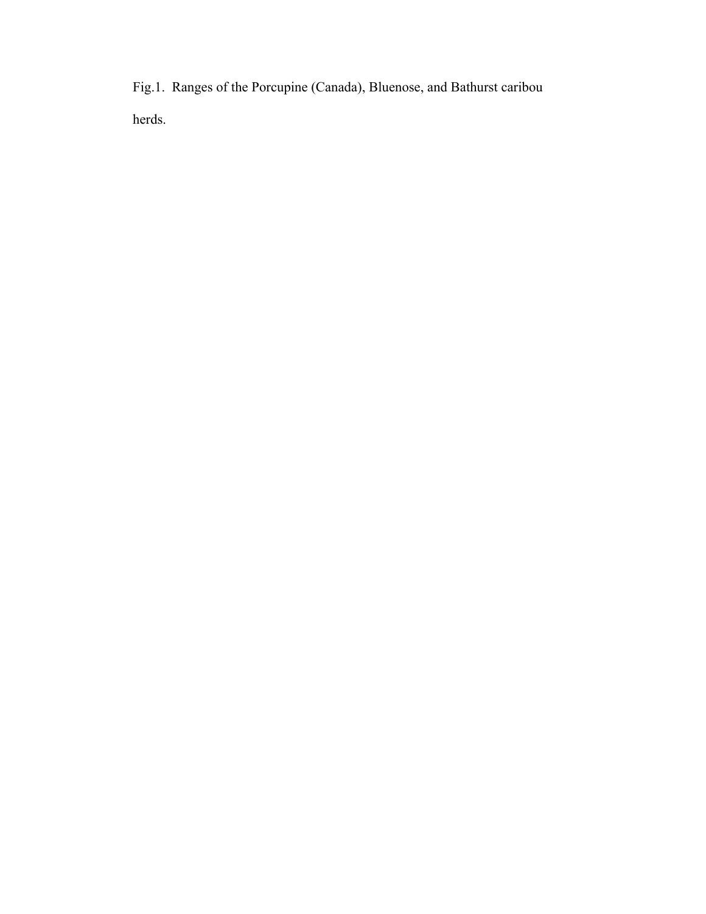Fig.1. Ranges of the Porcupine (Canada), Bluenose, and Bathurst caribou herds.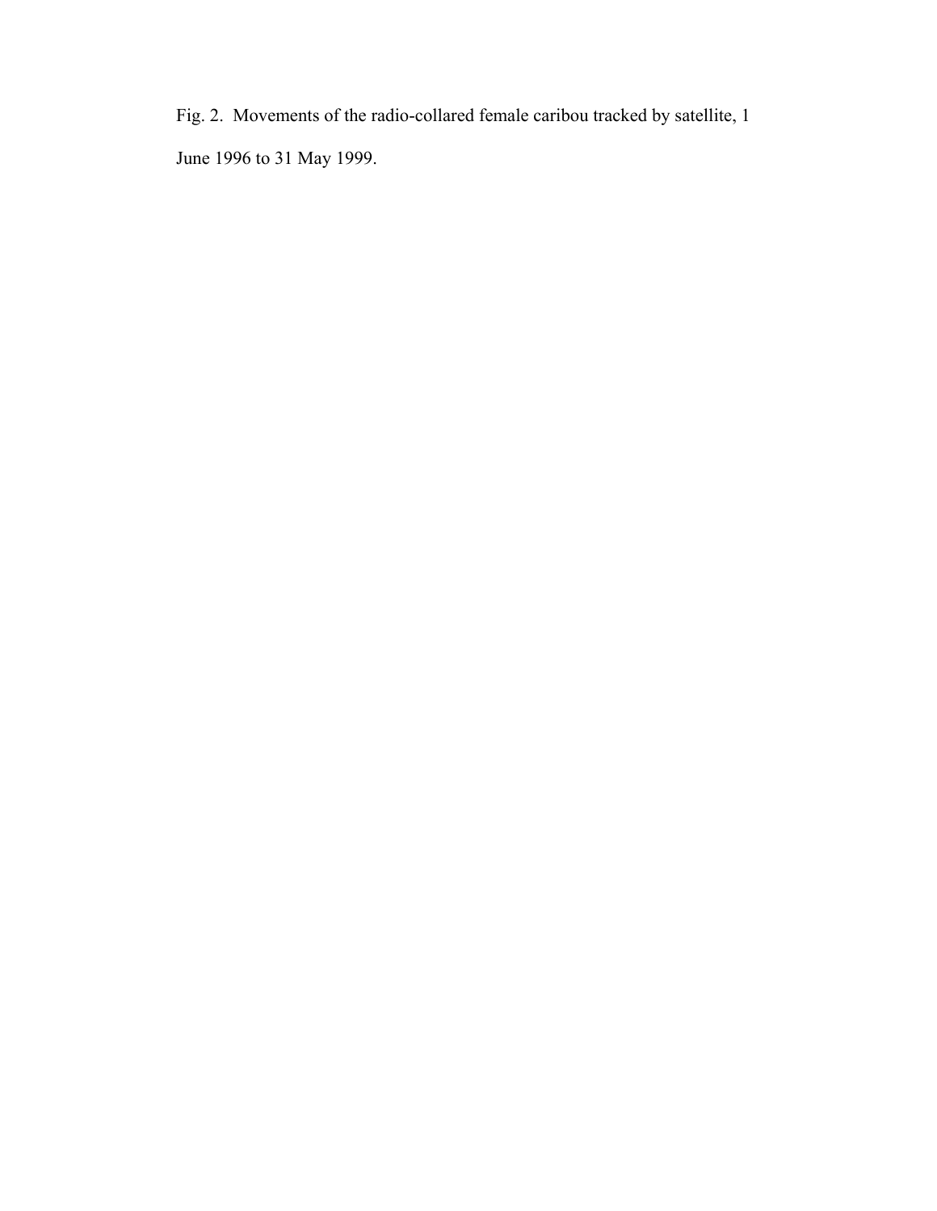Fig. 2. Movements of the radio-collared female caribou tracked by satellite, 1 June 1996 to 31 May 1999.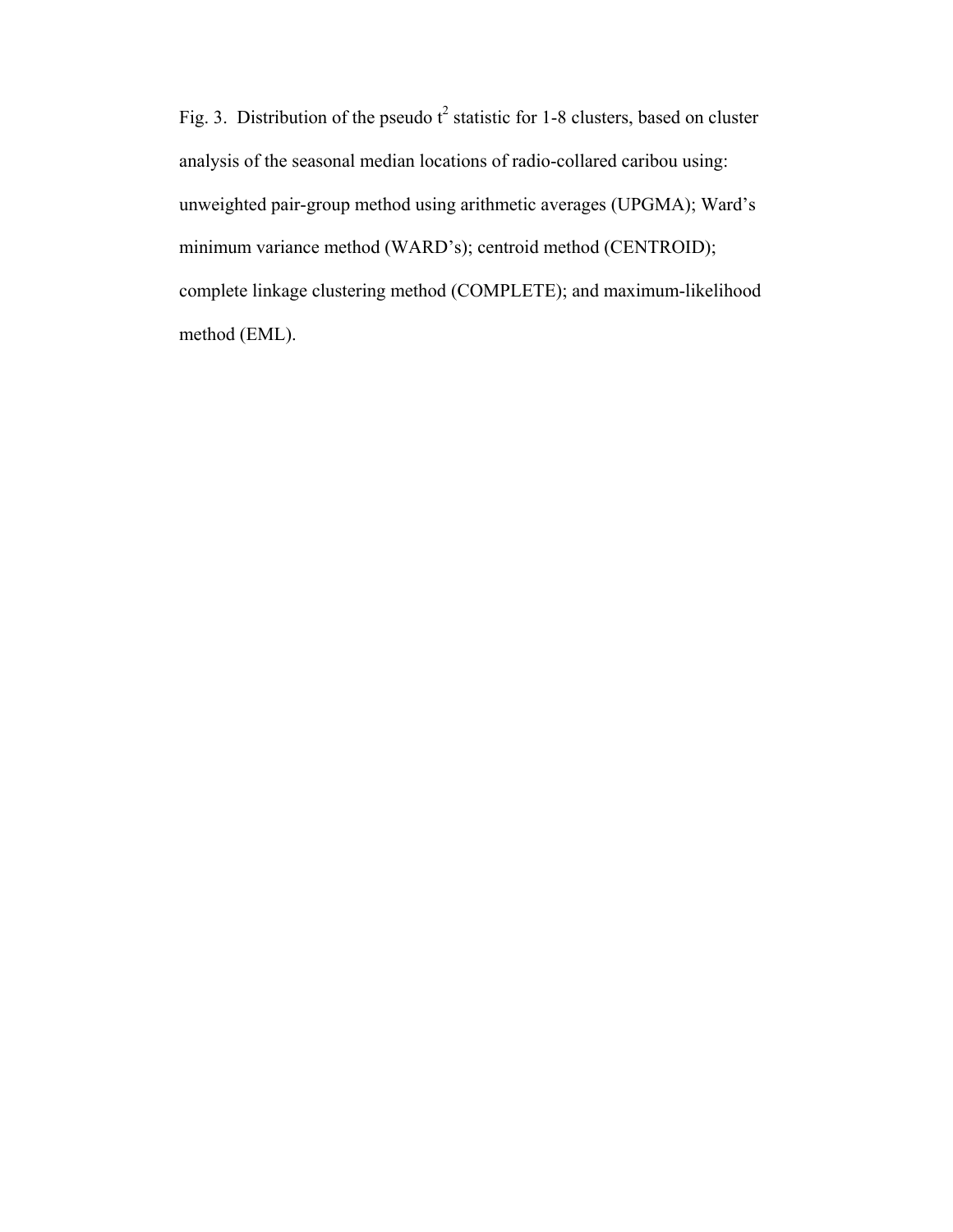Fig. 3. Distribution of the pseudo $t^2$ statistic for 1-8 clusters, based on cluster analysis of the seasonal median locations of radio-collared caribou using: unweighted pair-group method using arithmetic averages (UPGMA); Ward's minimum variance method (WARD's); centroid method (CENTROID); complete linkage clustering method (COMPLETE); and maximum-likelihood method (EML).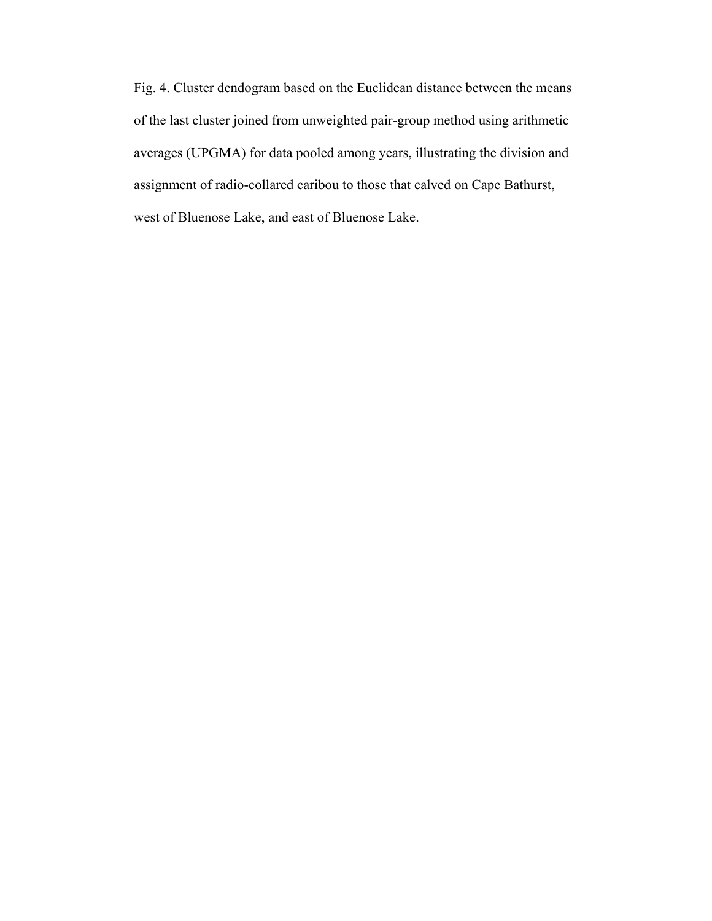Fig. 4. Cluster dendogram based on the Euclidean distance between the means of the last cluster joined from unweighted pair-group method using arithmetic averages (UPGMA) for data pooled among years, illustrating the division and assignment of radio-collared caribou to those that calved on Cape Bathurst, west of Bluenose Lake, and east of Bluenose Lake.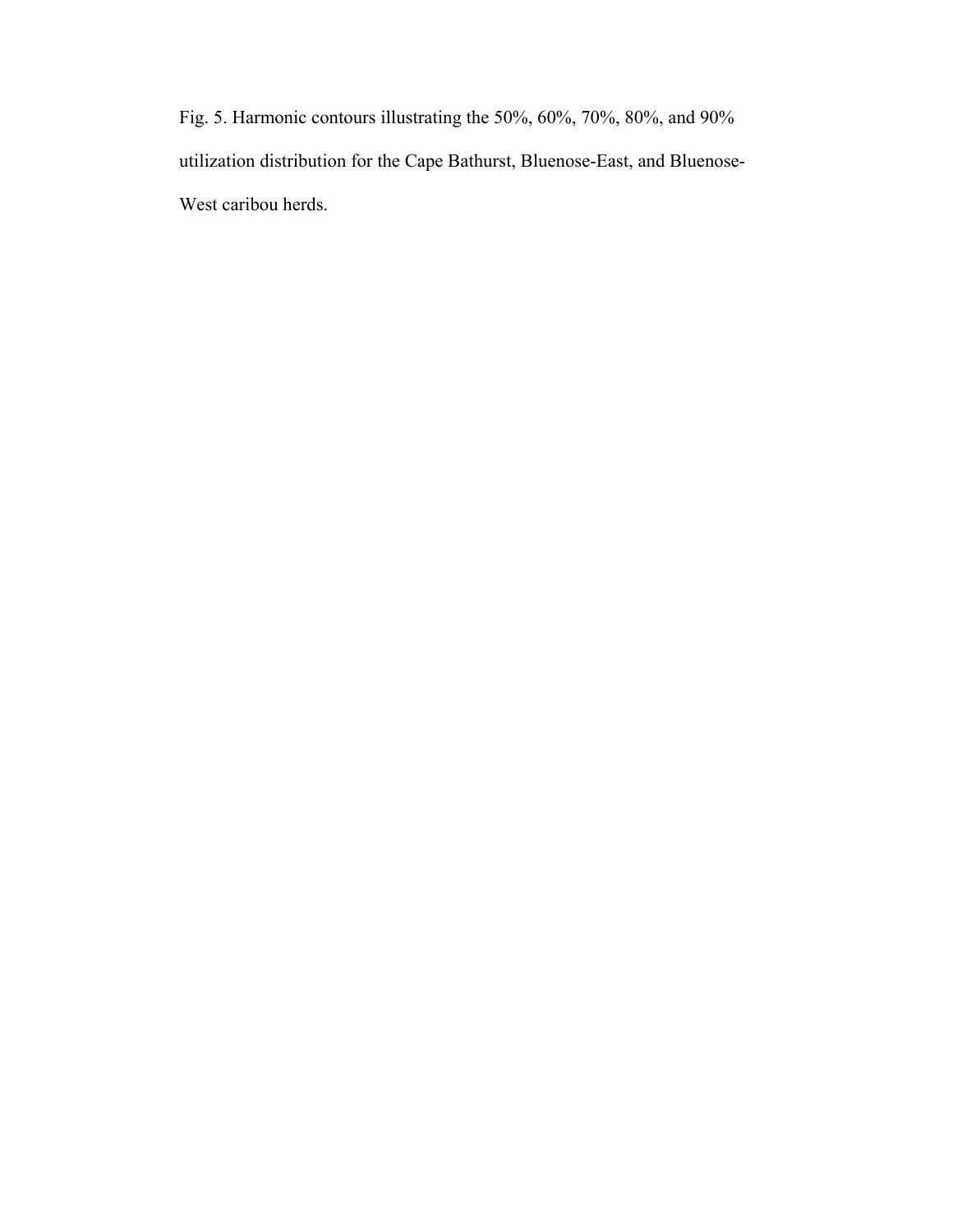Fig. 5. Harmonic contours illustrating the 50%, 60%, 70%, 80%, and 90% utilization distribution for the Cape Bathurst, Bluenose-East, and Bluenose-West caribou herds.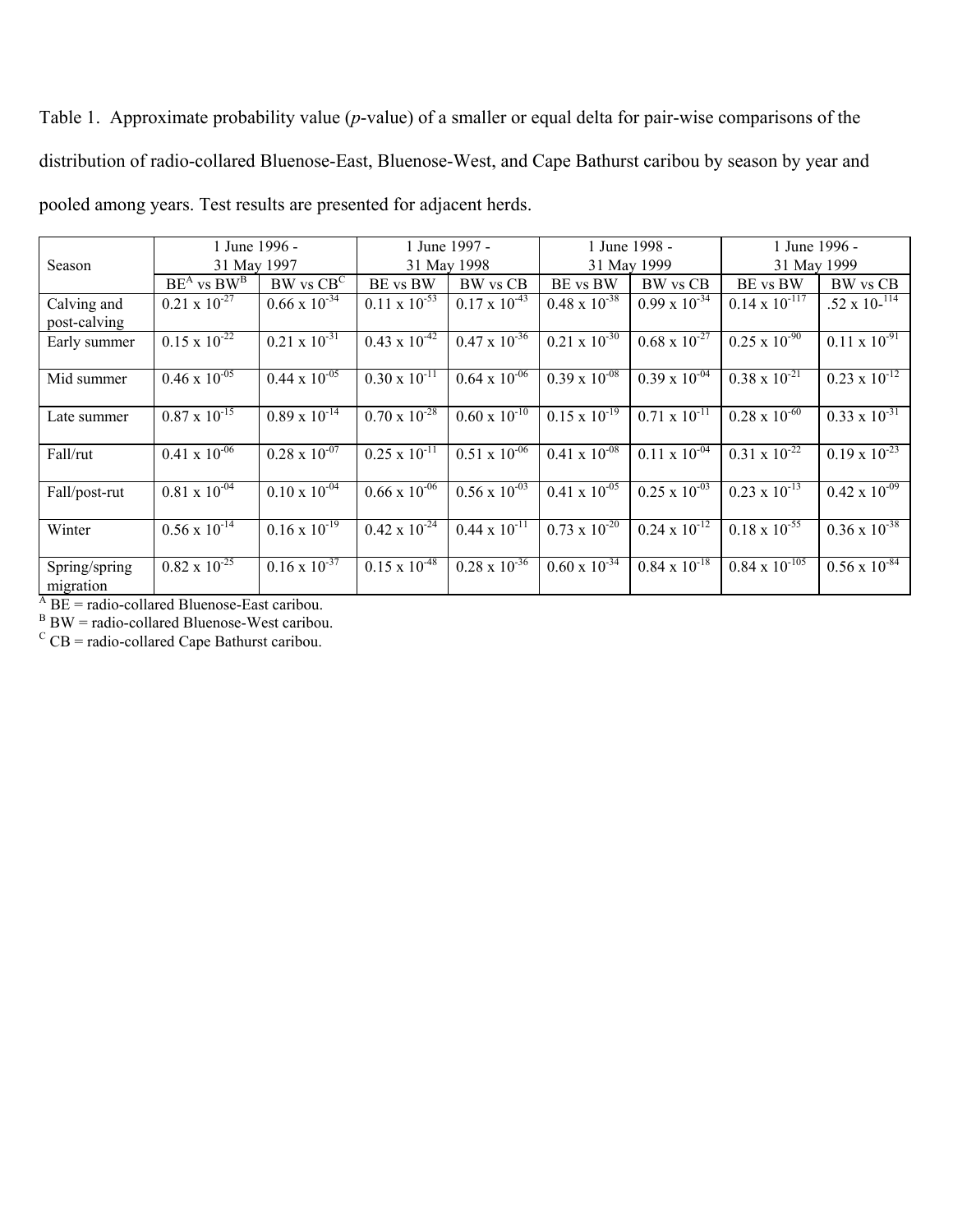Table 1. Approximate probability value (*p*-value) of a smaller or equal delta for pair-wise comparisons of the distribution of radio-collared Bluenose-East, Bluenose-West, and Cape Bathurst caribou by season by year and pooled among years. Test results are presented for adjacent herds.

| Season | 1 June 1996 - 31 May 1997 | | 1 June 1997 - 31 May 1998 | | 1 June 1998 - 31 May 1999 | | 1 June 1996 - 31 May 1999 | |
|---|---|---|---|---|---|---|---|---|
| | BE[A] vs BW[B] | BW vs CB[C] | BE vs BW | BW vs CB | BE vs BW | BW vs CB | BE vs BW | BW vs CB |
| Calving and post-calving | $0.21 \times 10^{-27}$ | $0.66 \times 10^{-34}$ | $0.11 \times 10^{-53}$ | $0.17 \times 10^{-43}$ | $0.48 \times 10^{-38}$ | $0.99 \times 10^{-34}$ | $0.14 \times 10^{-117}$ | $.52 \times 10\text{-}^{114}$ |
| Early summer | $0.15 \times 10^{-22}$ | $0.21 \times 10^{-31}$ | $0.43 \times 10^{-42}$ | $0.47 \times 10^{-36}$ | $0.21 \times 10^{-30}$ | $0.68 \times 10^{-27}$ | $0.25 \times 10^{-90}$ | $0.11 \times 10^{-91}$ |
| Mid summer | $0.46 \times 10^{-05}$ | $0.44 \times 10^{-05}$ | $0.30 \times 10^{-11}$ | $0.64 \times 10^{-06}$ | $0.39 \times 10^{-08}$ | $0.39 \times 10^{-04}$ | $0.38 \times 10^{-21}$ | $0.23 \times 10^{-12}$ |
| Late summer | $0.87 \times 10^{-15}$ | $0.89 \times 10^{-14}$ | $0.70 \times 10^{-28}$ | $0.60 \times 10^{-10}$ | $0.15 \times 10^{-19}$ | $0.71 \times 10^{-11}$ | $0.28 \times 10^{-60}$ | $0.33 \times 10^{-31}$ |
| Fall/rut | $0.41 \times 10^{-06}$ | $0.28 \times 10^{-07}$ | $0.25 \times 10^{-11}$ | $0.51 \times 10^{-06}$ | $0.41 \times 10^{-08}$ | $0.11 \times 10^{-04}$ | $0.31 \times 10^{-22}$ | $0.19 \times 10^{-23}$ |
| Fall/post-rut | $0.81 \times 10^{-04}$ | $0.10 \times 10^{-04}$ | $0.66 \times 10^{-06}$ | $0.56 \times 10^{-03}$ | $0.41 \times 10^{-05}$ | $0.25 \times 10^{-03}$ | $0.23 \times 10^{-13}$ | $0.42 \times 10^{-09}$ |
| Winter | $0.56 \times 10^{-14}$ | $0.16 \times 10^{-19}$ | $0.42 \times 10^{-24}$ | $0.44 \times 10^{-11}$ | $0.73 \times 10^{-20}$ | $0.24 \times 10^{-12}$ | $0.18 \times 10^{-55}$ | $0.36 \times 10^{-38}$ |
| Spring/spring migration | $0.82 \times 10^{-25}$ | $0.16 \times 10^{-37}$ | $0.15 \times 10^{-48}$ | $0.28 \times 10^{-36}$ | $0.60 \times 10^{-34}$ | $0.84 \times 10^{-18}$ | $0.84 \times 10^{-105}$ | $0.56 \times 10^{-84}$ |

[A] BE = radio-collared Bluenose-East caribou.
[B] BW = radio-collared Bluenose-West caribou.
[C] CB = radio-collared Cape Bathurst caribou.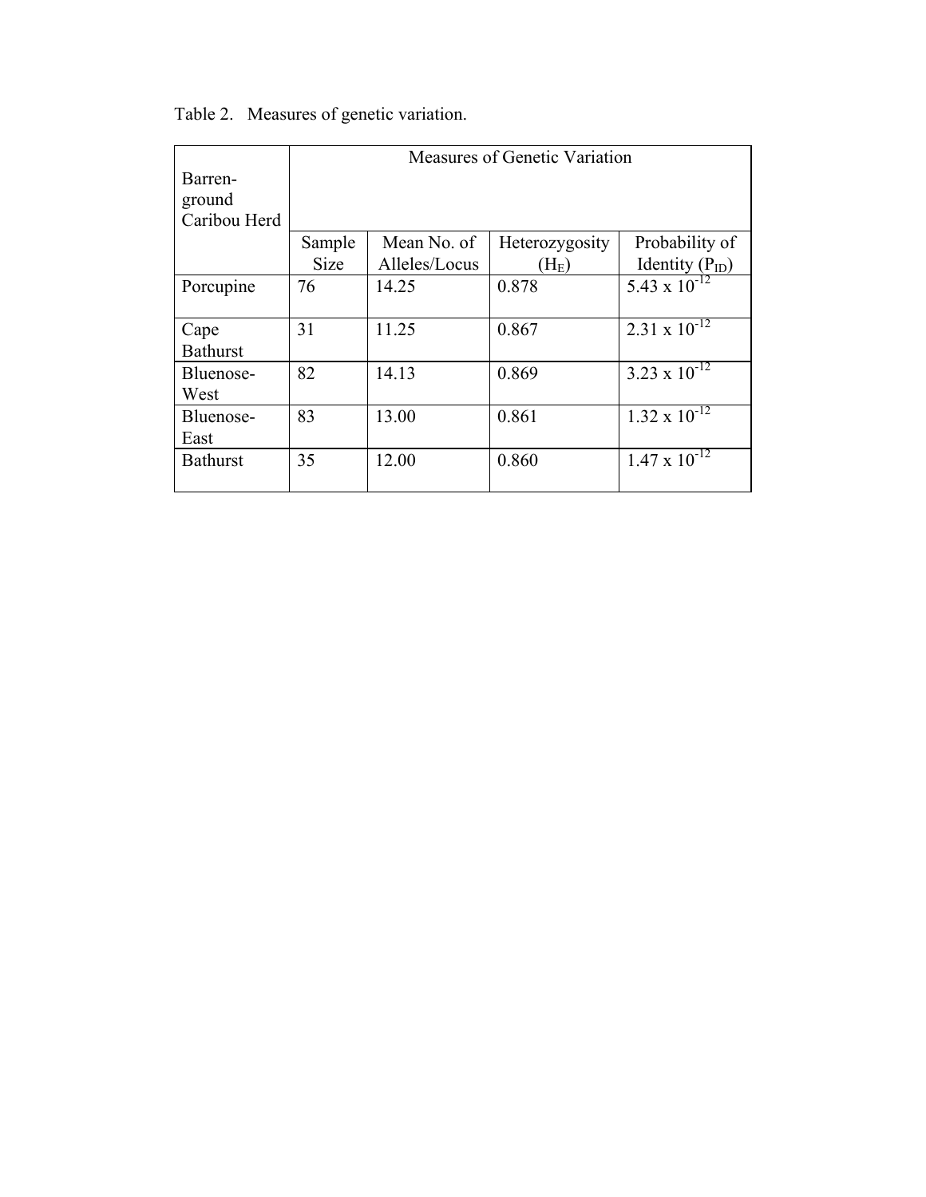Table 2. Measures of genetic variation.

| Barren-ground Caribou Herd | Measures of Genetic Variation | | | |
|---|---|---|---|---|
| | Sample Size | Mean No. of Alleles/Locus | Heterozygosity ($H_E$) | Probability of Identity ($P_{ID}$) |
| Porcupine | 76 | 14.25 | 0.878 | $5.43 \times 10^{-12}$ |
| Cape Bathurst | 31 | 11.25 | 0.867 | $2.31 \times 10^{-12}$ |
| Bluenose-West | 82 | 14.13 | 0.869 | $3.23 \times 10^{-12}$ |
| Bluenose-East | 83 | 13.00 | 0.861 | $1.32 \times 10^{-12}$ |
| Bathurst | 35 | 12.00 | 0.860 | $1.47 \times 10^{-12}$ |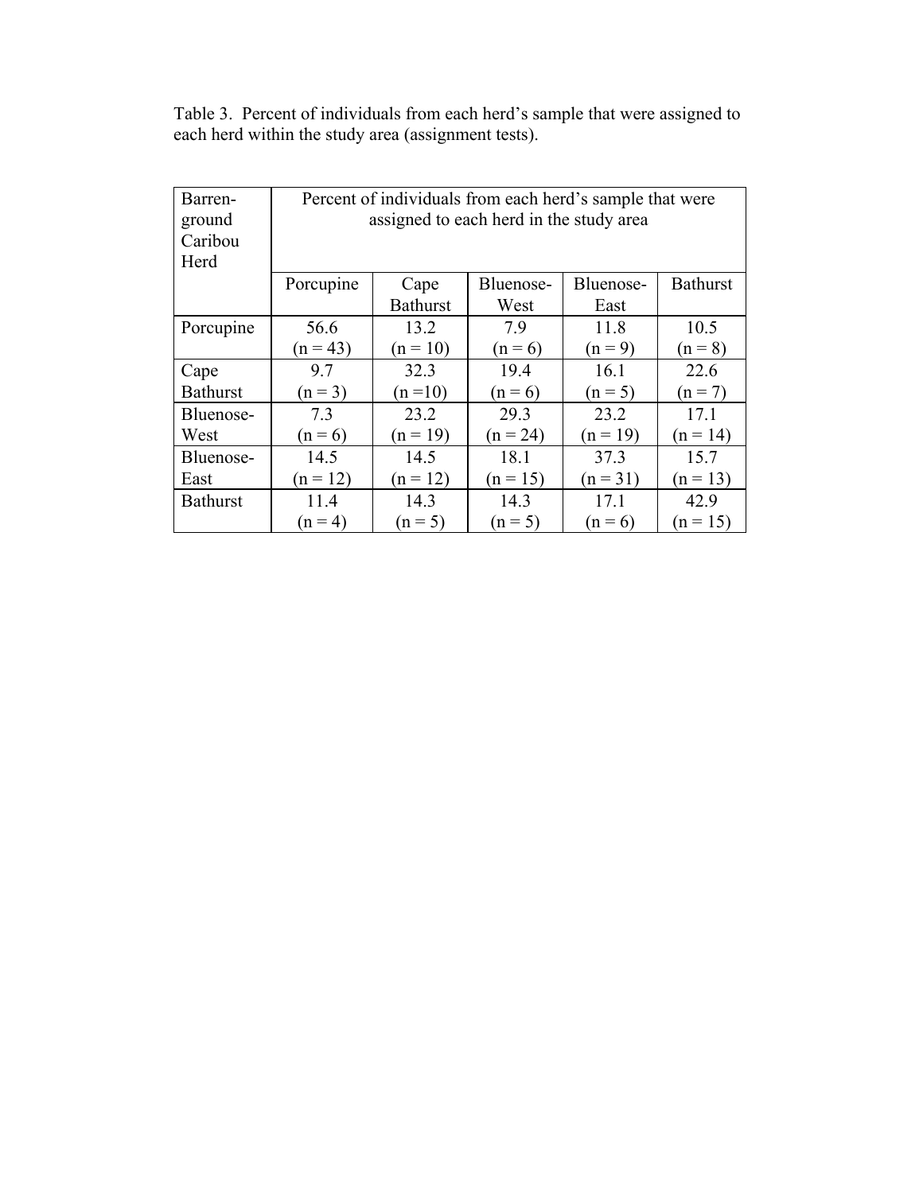Table 3. Percent of individuals from each herd's sample that were assigned to each herd within the study area (assignment tests).

| Barren-ground Caribou Herd | Percent of individuals from each herd's sample that were assigned to each herd in the study area | | | | |
|---|---|---|---|---|---|
| | Porcupine | Cape Bathurst | Bluenose-West | Bluenose-East | Bathurst |
| Porcupine | 56.6 (n = 43) | 13.2 (n = 10) | 7.9 (n = 6) | 11.8 (n = 9) | 10.5 (n = 8) |
| Cape Bathurst | 9.7 (n = 3) | 32.3 (n =10) | 19.4 (n = 6) | 16.1 (n = 5) | 22.6 (n = 7) |
| Bluenose-West | 7.3 (n = 6) | 23.2 (n = 19) | 29.3 (n = 24) | 23.2 (n = 19) | 17.1 (n = 14) |
| Bluenose-East | 14.5 (n = 12) | 14.5 (n = 12) | 18.1 (n = 15) | 37.3 (n = 31) | 15.7 (n = 13) |
| Bathurst | 11.4 (n = 4) | 14.3 (n = 5) | 14.3 (n = 5) | 17.1 (n = 6) | 42.9 (n = 15) |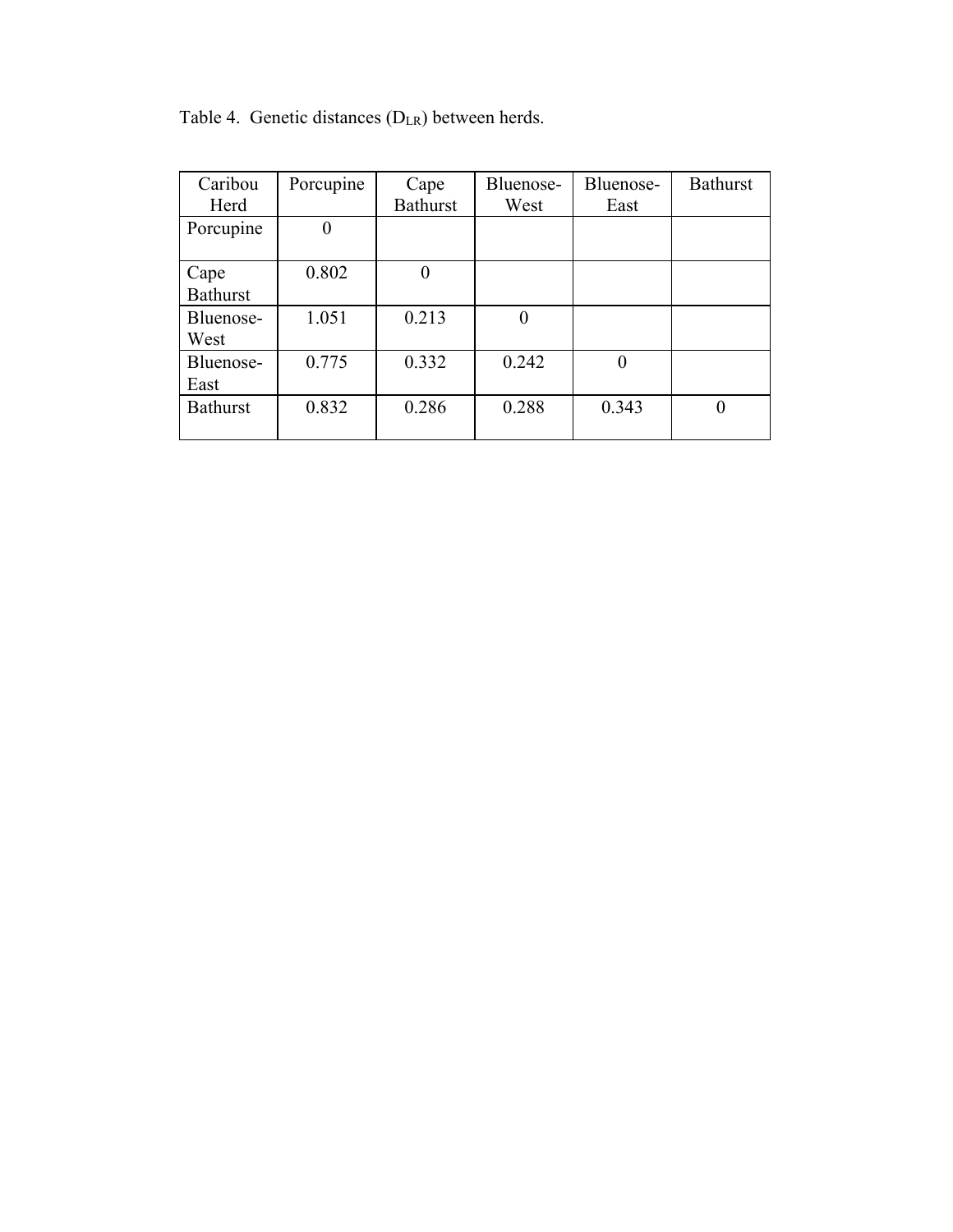Table 4. Genetic distances ($D_{LR}$) between herds.

| Caribou Herd | Porcupine | Cape Bathurst | Bluenose-West | Bluenose-East | Bathurst |
|---|---|---|---|---|---|
| Porcupine | 0 | | | | |
| Cape Bathurst | 0.802 | 0 | | | |
| Bluenose-West | 1.051 | 0.213 | 0 | | |
| Bluenose-East | 0.775 | 0.332 | 0.242 | 0 | |
| Bathurst | 0.832 | 0.286 | 0.288 | 0.343 | 0 |